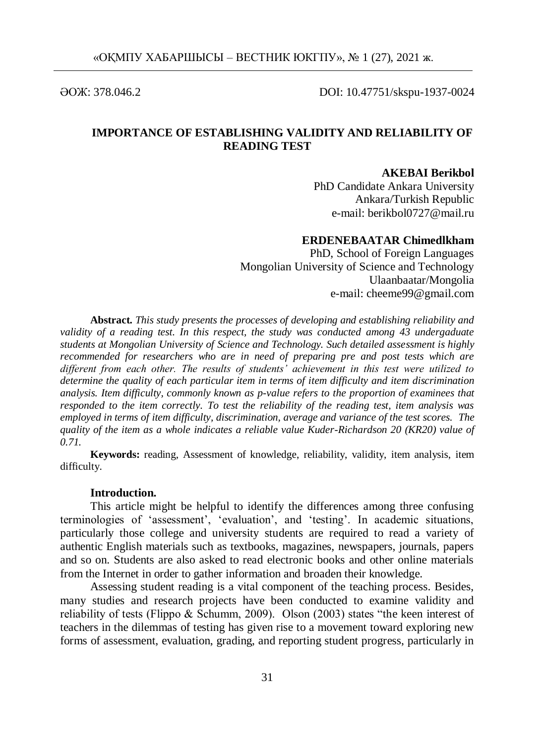ӘОЖ: 378.046.2 DOI: 10.47751/skspu-1937-0024

# IMPORTANCE OF ESTABLISHING VALIDITY AND RELIABILITY OF READING TEST

**AKEBAI Berikbol**
PhD Candidate Ankara University
Ankara/Turkish Republic
e-mail: berikbol0727@mail.ru

**ERDENEBAATAR Chimedlkham**
PhD, School of Foreign Languages
Mongolian University of Science and Technology
Ulaanbaatar/Mongolia
e-mail: cheeme99@gmail.com

**Abstract.** *This study presents the processes of developing and establishing reliability and validity of a reading test. In this respect, the study was conducted among 43 undergaduate students at Mongolian University of Science and Technology. Such detailed assessment is highly recommended for researchers who are in need of preparing pre and post tests which are different from each other. The results of students' achievement in this test were utilized to determine the quality of each particular item in terms of item difficulty and item discrimination analysis. Item difficulty, commonly known as p-value refers to the proportion of examinees that responded to the item correctly. To test the reliability of the reading test, item analysis was employed in terms of item difficulty, discrimination, average and variance of the test scores. The quality of the item as a whole indicates a reliable value Kuder-Richardson 20 (KR20) value of 0.71.*

**Keywords:** reading, Assessment of knowledge, reliability, validity, item analysis, item difficulty.

**Introduction.**

This article might be helpful to identify the differences among three confusing terminologies of 'assessment', 'evaluation', and 'testing'. In academic situations, particularly those college and university students are required to read a variety of authentic English materials such as textbooks, magazines, newspapers, journals, papers and so on. Students are also asked to read electronic books and other online materials from the Internet in order to gather information and broaden their knowledge.

Assessing student reading is a vital component of the teaching process. Besides, many studies and research projects have been conducted to examine validity and reliability of tests (Flippo & Schumm, 2009). Olson (2003) states "the keen interest of teachers in the dilemmas of testing has given rise to a movement toward exploring new forms of assessment, evaluation, grading, and reporting student progress, particularly in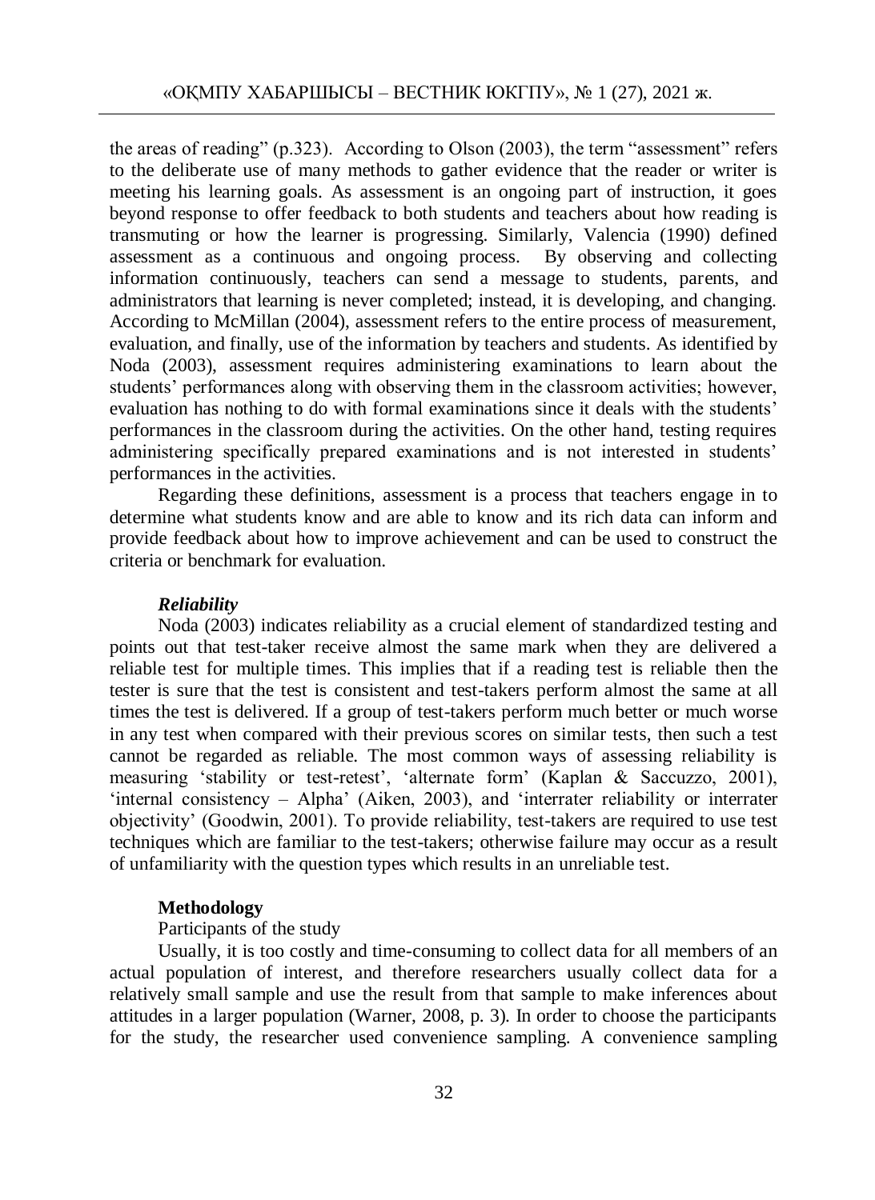the areas of reading" (p.323). According to Olson (2003), the term "assessment" refers to the deliberate use of many methods to gather evidence that the reader or writer is meeting his learning goals. As assessment is an ongoing part of instruction, it goes beyond response to offer feedback to both students and teachers about how reading is transmuting or how the learner is progressing. Similarly, Valencia (1990) defined assessment as a continuous and ongoing process. By observing and collecting information continuously, teachers can send a message to students, parents, and administrators that learning is never completed; instead, it is developing, and changing. According to McMillan (2004), assessment refers to the entire process of measurement, evaluation, and finally, use of the information by teachers and students. As identified by Noda (2003), assessment requires administering examinations to learn about the students' performances along with observing them in the classroom activities; however, evaluation has nothing to do with formal examinations since it deals with the students' performances in the classroom during the activities. On the other hand, testing requires administering specifically prepared examinations and is not interested in students' performances in the activities.

Regarding these definitions, assessment is a process that teachers engage in to determine what students know and are able to know and its rich data can inform and provide feedback about how to improve achievement and can be used to construct the criteria or benchmark for evaluation.

### *Reliability*

Noda (2003) indicates reliability as a crucial element of standardized testing and points out that test-taker receive almost the same mark when they are delivered a reliable test for multiple times. This implies that if a reading test is reliable then the tester is sure that the test is consistent and test-takers perform almost the same at all times the test is delivered. If a group of test-takers perform much better or much worse in any test when compared with their previous scores on similar tests, then such a test cannot be regarded as reliable. The most common ways of assessing reliability is measuring 'stability or test-retest', 'alternate form' (Kaplan & Saccuzzo, 2001), 'internal consistency – Alpha' (Aiken, 2003), and 'interrater reliability or interrater objectivity' (Goodwin, 2001). To provide reliability, test-takers are required to use test techniques which are familiar to the test-takers; otherwise failure may occur as a result of unfamiliarity with the question types which results in an unreliable test.

## **Methodology**

Participants of the study

Usually, it is too costly and time-consuming to collect data for all members of an actual population of interest, and therefore researchers usually collect data for a relatively small sample and use the result from that sample to make inferences about attitudes in a larger population (Warner, 2008, p. 3). In order to choose the participants for the study, the researcher used convenience sampling. A convenience sampling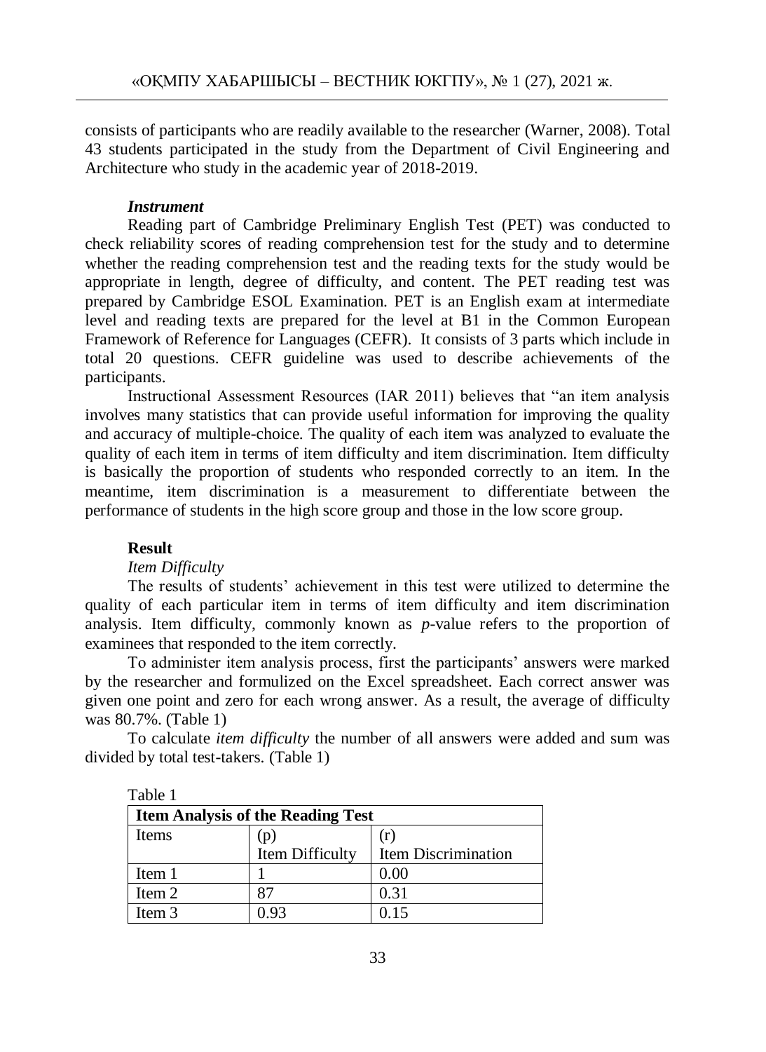consists of participants who are readily available to the researcher (Warner, 2008). Total 43 students participated in the study from the Department of Civil Engineering and Architecture who study in the academic year of 2018-2019.

***Instrument***

Reading part of Cambridge Preliminary English Test (PET) was conducted to check reliability scores of reading comprehension test for the study and to determine whether the reading comprehension test and the reading texts for the study would be appropriate in length, degree of difficulty, and content. The PET reading test was prepared by Cambridge ESOL Examination. PET is an English exam at intermediate level and reading texts are prepared for the level at B1 in the Common European Framework of Reference for Languages (CEFR). It consists of 3 parts which include in total 20 questions. CEFR guideline was used to describe achievements of the participants.

Instructional Assessment Resources (IAR 2011) believes that "an item analysis involves many statistics that can provide useful information for improving the quality and accuracy of multiple-choice. The quality of each item was analyzed to evaluate the quality of each item in terms of item difficulty and item discrimination. Item difficulty is basically the proportion of students who responded correctly to an item. In the meantime, item discrimination is a measurement to differentiate between the performance of students in the high score group and those in the low score group.

**Result**

*Item Difficulty*

The results of students' achievement in this test were utilized to determine the quality of each particular item in terms of item difficulty and item discrimination analysis. Item difficulty, commonly known as *p*-value refers to the proportion of examinees that responded to the item correctly.

To administer item analysis process, first the participants' answers were marked by the researcher and formulized on the Excel spreadsheet. Each correct answer was given one point and zero for each wrong answer. As a result, the average of difficulty was 80.7%. (Table 1)

To calculate *item difficulty* the number of all answers were added and sum was divided by total test-takers. (Table 1)

Table 1

**Item Analysis of the Reading Test**

| Items | (p) Item Difficulty | (r) Item Discrimination |
|---|---|---|
| Item 1 | 1 | 0.00 |
| Item 2 | 87 | 0.31 |
| Item 3 | 0.93 | 0.15 |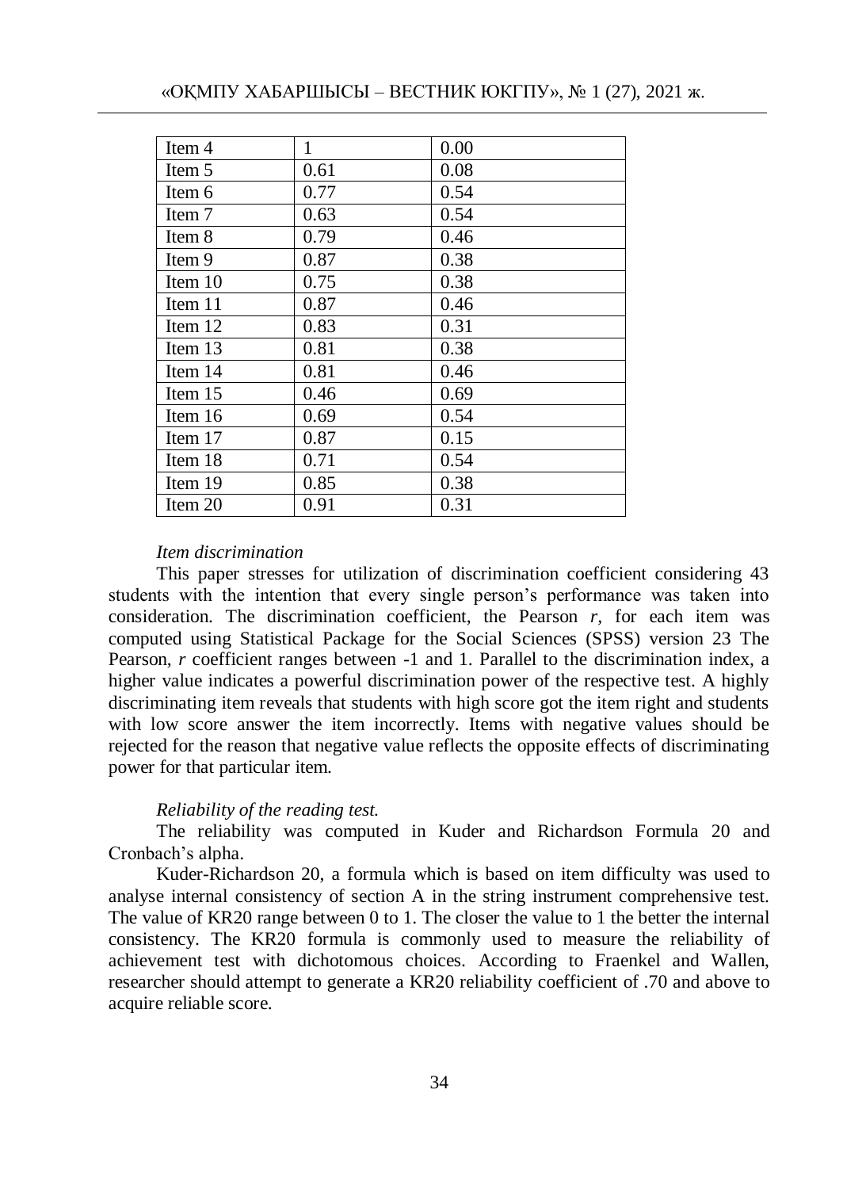| Item 4 | 1 | 0.00 |
|---|---|---|
| Item 5 | 0.61 | 0.08 |
| Item 6 | 0.77 | 0.54 |
| Item 7 | 0.63 | 0.54 |
| Item 8 | 0.79 | 0.46 |
| Item 9 | 0.87 | 0.38 |
| Item 10 | 0.75 | 0.38 |
| Item 11 | 0.87 | 0.46 |
| Item 12 | 0.83 | 0.31 |
| Item 13 | 0.81 | 0.38 |
| Item 14 | 0.81 | 0.46 |
| Item 15 | 0.46 | 0.69 |
| Item 16 | 0.69 | 0.54 |
| Item 17 | 0.87 | 0.15 |
| Item 18 | 0.71 | 0.54 |
| Item 19 | 0.85 | 0.38 |
| Item 20 | 0.91 | 0.31 |

*Item discrimination*

This paper stresses for utilization of discrimination coefficient considering 43 students with the intention that every single person's performance was taken into consideration. The discrimination coefficient, the Pearson *r*, for each item was computed using Statistical Package for the Social Sciences (SPSS) version 23 The Pearson, *r* coefficient ranges between -1 and 1. Parallel to the discrimination index, a higher value indicates a powerful discrimination power of the respective test. A highly discriminating item reveals that students with high score got the item right and students with low score answer the item incorrectly. Items with negative values should be rejected for the reason that negative value reflects the opposite effects of discriminating power for that particular item.

*Reliability of the reading test.*

The reliability was computed in Kuder and Richardson Formula 20 and Cronbach's alpha.

Kuder-Richardson 20, a formula which is based on item difficulty was used to analyse internal consistency of section A in the string instrument comprehensive test. The value of KR20 range between 0 to 1. The closer the value to 1 the better the internal consistency. The KR20 formula is commonly used to measure the reliability of achievement test with dichotomous choices. According to Fraenkel and Wallen, researcher should attempt to generate a KR20 reliability coefficient of .70 and above to acquire reliable score.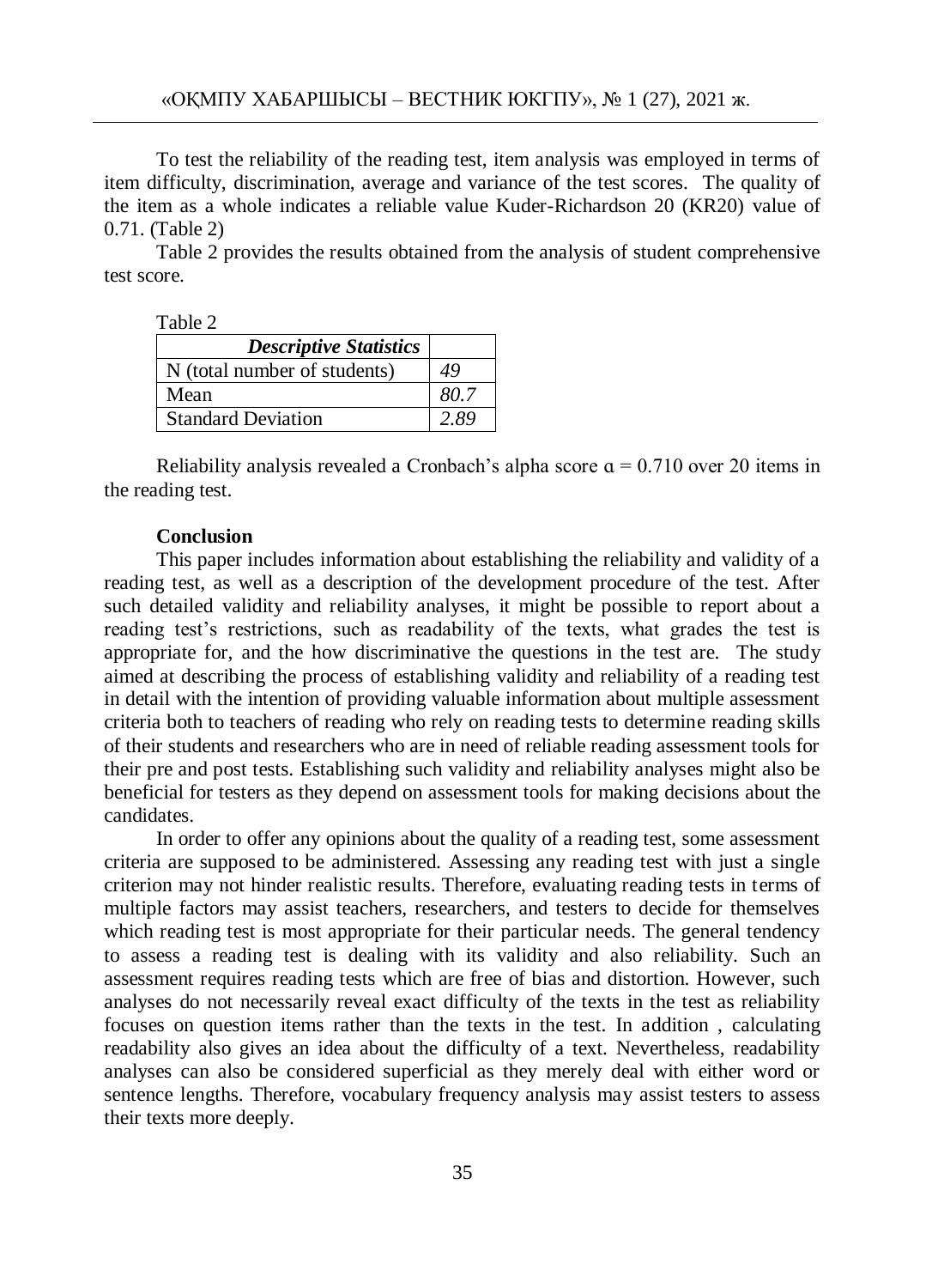To test the reliability of the reading test, item analysis was employed in terms of item difficulty, discrimination, average and variance of the test scores. The quality of the item as a whole indicates a reliable value Kuder-Richardson 20 (KR20) value of 0.71. (Table 2)

Table 2 provides the results obtained from the analysis of student comprehensive test score.

Table 2

| ***Descriptive Statistics*** | |
|---|---|
| N (total number of students) | *49* |
| Mean | *80.7* |
| Standard Deviation | *2.89* |

Reliability analysis revealed a Cronbach's alpha score $\alpha = 0.710$ over 20 items in the reading test.

**Conclusion**

This paper includes information about establishing the reliability and validity of a reading test, as well as a description of the development procedure of the test. After such detailed validity and reliability analyses, it might be possible to report about a reading test's restrictions, such as readability of the texts, what grades the test is appropriate for, and the how discriminative the questions in the test are. The study aimed at describing the process of establishing validity and reliability of a reading test in detail with the intention of providing valuable information about multiple assessment criteria both to teachers of reading who rely on reading tests to determine reading skills of their students and researchers who are in need of reliable reading assessment tools for their pre and post tests. Establishing such validity and reliability analyses might also be beneficial for testers as they depend on assessment tools for making decisions about the candidates.

In order to offer any opinions about the quality of a reading test, some assessment criteria are supposed to be administered. Assessing any reading test with just a single criterion may not hinder realistic results. Therefore, evaluating reading tests in terms of multiple factors may assist teachers, researchers, and testers to decide for themselves which reading test is most appropriate for their particular needs. The general tendency to assess a reading test is dealing with its validity and also reliability. Such an assessment requires reading tests which are free of bias and distortion. However, such analyses do not necessarily reveal exact difficulty of the texts in the test as reliability focuses on question items rather than the texts in the test. In addition , calculating readability also gives an idea about the difficulty of a text. Nevertheless, readability analyses can also be considered superficial as they merely deal with either word or sentence lengths. Therefore, vocabulary frequency analysis may assist testers to assess their texts more deeply.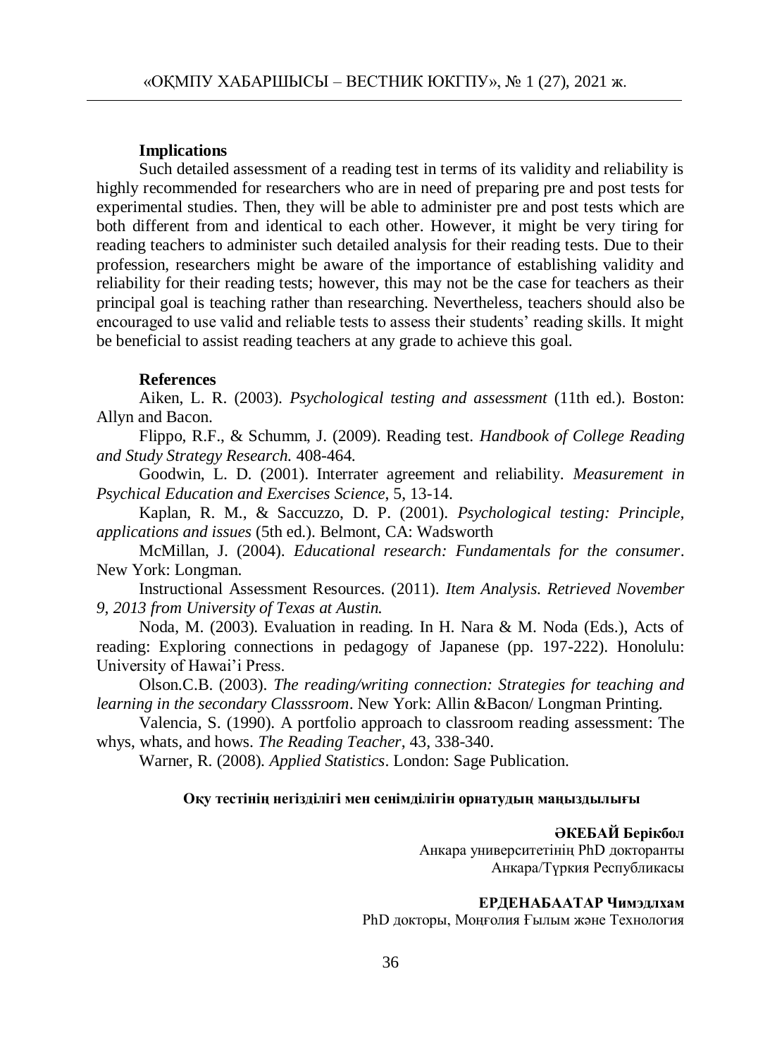### Implications

Such detailed assessment of a reading test in terms of its validity and reliability is highly recommended for researchers who are in need of preparing pre and post tests for experimental studies. Then, they will be able to administer pre and post tests which are both different from and identical to each other. However, it might be very tiring for reading teachers to administer such detailed analysis for their reading tests. Due to their profession, researchers might be aware of the importance of establishing validity and reliability for their reading tests; however, this may not be the case for teachers as their principal goal is teaching rather than researching. Nevertheless, teachers should also be encouraged to use valid and reliable tests to assess their students' reading skills. It might be beneficial to assist reading teachers at any grade to achieve this goal.

### References

Aiken, L. R. (2003). *Psychological testing and assessment* (11th ed.). Boston: Allyn and Bacon.

Flippo, R.F., & Schumm, J. (2009). Reading test. *Handbook of College Reading and Study Strategy Research.* 408-464.

Goodwin, L. D. (2001). Interrater agreement and reliability. *Measurement in Psychical Education and Exercises Science*, 5, 13-14.

Kaplan, R. M., & Saccuzzo, D. P. (2001). *Psychological testing: Principle, applications and issues* (5th ed.). Belmont, CA: Wadsworth

McMillan, J. (2004). *Educational research: Fundamentals for the consumer*. New York: Longman.

Instructional Assessment Resources. (2011). *Item Analysis. Retrieved November 9, 2013 from University of Texas at Austin.*

Noda, M. (2003). Evaluation in reading. In H. Nara & M. Noda (Eds.), Acts of reading: Exploring connections in pedagogy of Japanese (pp. 197-222). Honolulu: University of Hawai'i Press.

Olson.C.B. (2003). *The reading/writing connection: Strategies for teaching and learning in the secondary Classsroom*. New York: Allin &Bacon/ Longman Printing.

Valencia, S. (1990). A portfolio approach to classroom reading assessment: The whys, whats, and hows. *The Reading Teacher*, 43, 338-340.

Warner, R. (2008). *Applied Statistics*. London: Sage Publication.

**Оқу тестінің негізділігі мен сенімділігін орнатудың маңыздылығы**

**ӘКЕБАЙ Берікбол**
Анкара университетінің PhD докторанты
Анкара/Түркия Республикасы

**ЕРДЕНАБААТАР Чимэдлхам**
PhD докторы, Моңғолия Ғылым және Технология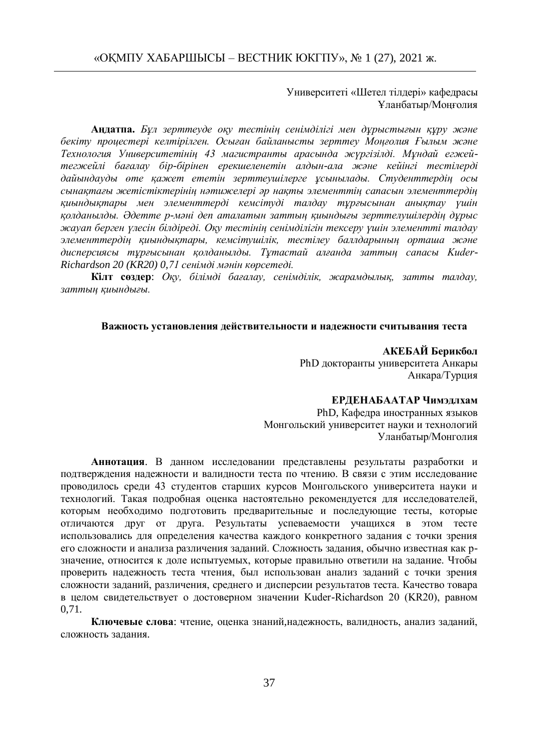Университеті «Шетел тілдері» кафедрасы
Ұланбатыр/Моңғолия

**Аңдатпа.** *Бұл зерттеуде оқу тестінің сенімділігі мен дұрыстығын құру және бекіту процестері келтірілген. Осыған байланысты зерттеу Моңғолия Ғылым және Технология Университетінің 43 магистранты арасында жүргізілді. Мұндай егжей-тегжейлі бағалау бір-бірінен ерекшеленетін алдын-ала және кейінгі тестілерді дайындауды өте қажет ететін зерттеушілерге ұсынылады. Студенттердің осы сынақтағы жетістіктерінің нәтижелері әр нақты элементтің сапасын элементтердің қиындықтары мен элементтерді кемсітуді талдау тұрғысынан анықтау үшін қолданылды. Әдетте p-мәні деп аталатын заттың қиындығы зерттелушілердің дұрыс жауап берген үлесін білдіреді. Оқу тестінің сенімділігін тексеру үшін элементті талдау элементтердің қиындықтары, кемсітушілік, тестілеу баллдарының орташа және дисперсиясы тұрғысынан қолданылды. Тұтастай алғанда заттың сапасы Kuder-Richardson 20 (KR20) 0,71 сенімді мәнін көрсетеді.*

**Кілт сөздер**: *Оқу, білімді бағалау, сенімділік, жарамдылық, затты талдау, заттың қиындығы.*

**Важность установления действительности и надежности считывания теста**

**АКЕБАЙ Берикбол**
PhD докторанты университета Анкары
Анкара/Турция

**ЕРДЕНАБААТАР Чимэдлхам**
PhD, Кафедра иностранных языков
Монгольский университет науки и технологий
Уланбатыр/Монголия

**Аннотация**. В данном исследовании представлены результаты разработки и подтверждения надежности и валидности теста по чтению. В связи с этим исследование проводилось среди 43 студентов старших курсов Монгольского университета науки и технологий. Такая подробная оценка настоятельно рекомендуется для исследователей, которым необходимо подготовить предварительные и последующие тесты, которые отличаются друг от друга. Результаты успеваемости учащихся в этом тесте использовались для определения качества каждого конкретного задания с точки зрения его сложности и анализа различения заданий. Сложность задания, обычно известная как p-значение, относится к доле испытуемых, которые правильно ответили на задание. Чтобы проверить надежность теста чтения, был использован анализ заданий с точки зрения сложности заданий, различения, среднего и дисперсии результатов теста. Качество товара в целом свидетельствует о достоверном значении Kuder-Richardson 20 (KR20), равном 0,71.

**Ключевые слова**: чтение, оценка знаний,надежность, валидность, анализ заданий, сложность задания.